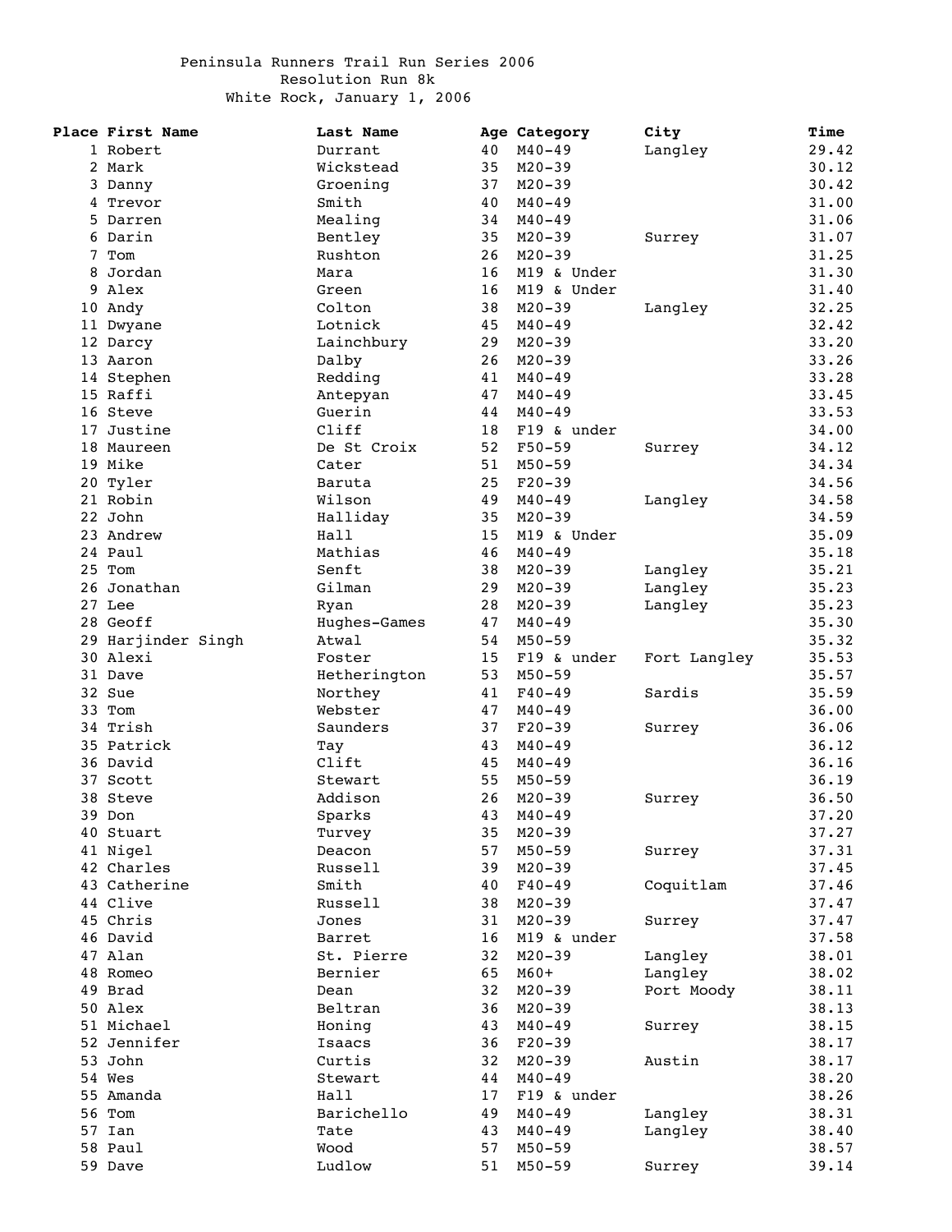# Peninsula Runners Trail Run Series 2006

## Resolution Run 8k

### White Rock, January 1, 2006

| Place | First Name | Last Name | Age | Category | City | Time |
|---|---|---|---|---|---|---|
| 1 | Robert | Durrant | 40 | M40-49 | Langley | 29.42 |
| 2 | Mark | Wickstead | 35 | M20-39 | | 30.12 |
| 3 | Danny | Groening | 37 | M20-39 | | 30.42 |
| 4 | Trevor | Smith | 40 | M40-49 | | 31.00 |
| 5 | Darren | Mealing | 34 | M40-49 | | 31.06 |
| 6 | Darin | Bentley | 35 | M20-39 | Surrey | 31.07 |
| 7 | Tom | Rushton | 26 | M20-39 | | 31.25 |
| 8 | Jordan | Mara | 16 | M19 & Under | | 31.30 |
| 9 | Alex | Green | 16 | M19 & Under | | 31.40 |
| 10 | Andy | Colton | 38 | M20-39 | Langley | 32.25 |
| 11 | Dwyane | Lotnick | 45 | M40-49 | | 32.42 |
| 12 | Darcy | Lainchbury | 29 | M20-39 | | 33.20 |
| 13 | Aaron | Dalby | 26 | M20-39 | | 33.26 |
| 14 | Stephen | Redding | 41 | M40-49 | | 33.28 |
| 15 | Raffi | Antepyan | 47 | M40-49 | | 33.45 |
| 16 | Steve | Guerin | 44 | M40-49 | | 33.53 |
| 17 | Justine | Cliff | 18 | F19 & under | | 34.00 |
| 18 | Maureen | De St Croix | 52 | F50-59 | Surrey | 34.12 |
| 19 | Mike | Cater | 51 | M50-59 | | 34.34 |
| 20 | Tyler | Baruta | 25 | F20-39 | | 34.56 |
| 21 | Robin | Wilson | 49 | M40-49 | Langley | 34.58 |
| 22 | John | Halliday | 35 | M20-39 | | 34.59 |
| 23 | Andrew | Hall | 15 | M19 & Under | | 35.09 |
| 24 | Paul | Mathias | 46 | M40-49 | | 35.18 |
| 25 | Tom | Senft | 38 | M20-39 | Langley | 35.21 |
| 26 | Jonathan | Gilman | 29 | M20-39 | Langley | 35.23 |
| 27 | Lee | Ryan | 28 | M20-39 | Langley | 35.23 |
| 28 | Geoff | Hughes-Games | 47 | M40-49 | | 35.30 |
| 29 | Harjinder Singh | Atwal | 54 | M50-59 | | 35.32 |
| 30 | Alexi | Foster | 15 | F19 & under | Fort Langley | 35.53 |
| 31 | Dave | Hetherington | 53 | M50-59 | | 35.57 |
| 32 | Sue | Northey | 41 | F40-49 | Sardis | 35.59 |
| 33 | Tom | Webster | 47 | M40-49 | | 36.00 |
| 34 | Trish | Saunders | 37 | F20-39 | Surrey | 36.06 |
| 35 | Patrick | Tay | 43 | M40-49 | | 36.12 |
| 36 | David | Clift | 45 | M40-49 | | 36.16 |
| 37 | Scott | Stewart | 55 | M50-59 | | 36.19 |
| 38 | Steve | Addison | 26 | M20-39 | Surrey | 36.50 |
| 39 | Don | Sparks | 43 | M40-49 | | 37.20 |
| 40 | Stuart | Turvey | 35 | M20-39 | | 37.27 |
| 41 | Nigel | Deacon | 57 | M50-59 | Surrey | 37.31 |
| 42 | Charles | Russell | 39 | M20-39 | | 37.45 |
| 43 | Catherine | Smith | 40 | F40-49 | Coquitlam | 37.46 |
| 44 | Clive | Russell | 38 | M20-39 | | 37.47 |
| 45 | Chris | Jones | 31 | M20-39 | Surrey | 37.47 |
| 46 | David | Barret | 16 | M19 & under | | 37.58 |
| 47 | Alan | St. Pierre | 32 | M20-39 | Langley | 38.01 |
| 48 | Romeo | Bernier | 65 | M60+ | Langley | 38.02 |
| 49 | Brad | Dean | 32 | M20-39 | Port Moody | 38.11 |
| 50 | Alex | Beltran | 36 | M20-39 | | 38.13 |
| 51 | Michael | Honing | 43 | M40-49 | Surrey | 38.15 |
| 52 | Jennifer | Isaacs | 36 | F20-39 | | 38.17 |
| 53 | John | Curtis | 32 | M20-39 | Austin | 38.17 |
| 54 | Wes | Stewart | 44 | M40-49 | | 38.20 |
| 55 | Amanda | Hall | 17 | F19 & under | | 38.26 |
| 56 | Tom | Barichello | 49 | M40-49 | Langley | 38.31 |
| 57 | Ian | Tate | 43 | M40-49 | Langley | 38.40 |
| 58 | Paul | Wood | 57 | M50-59 | | 38.57 |
| 59 | Dave | Ludlow | 51 | M50-59 | Surrey | 39.14 |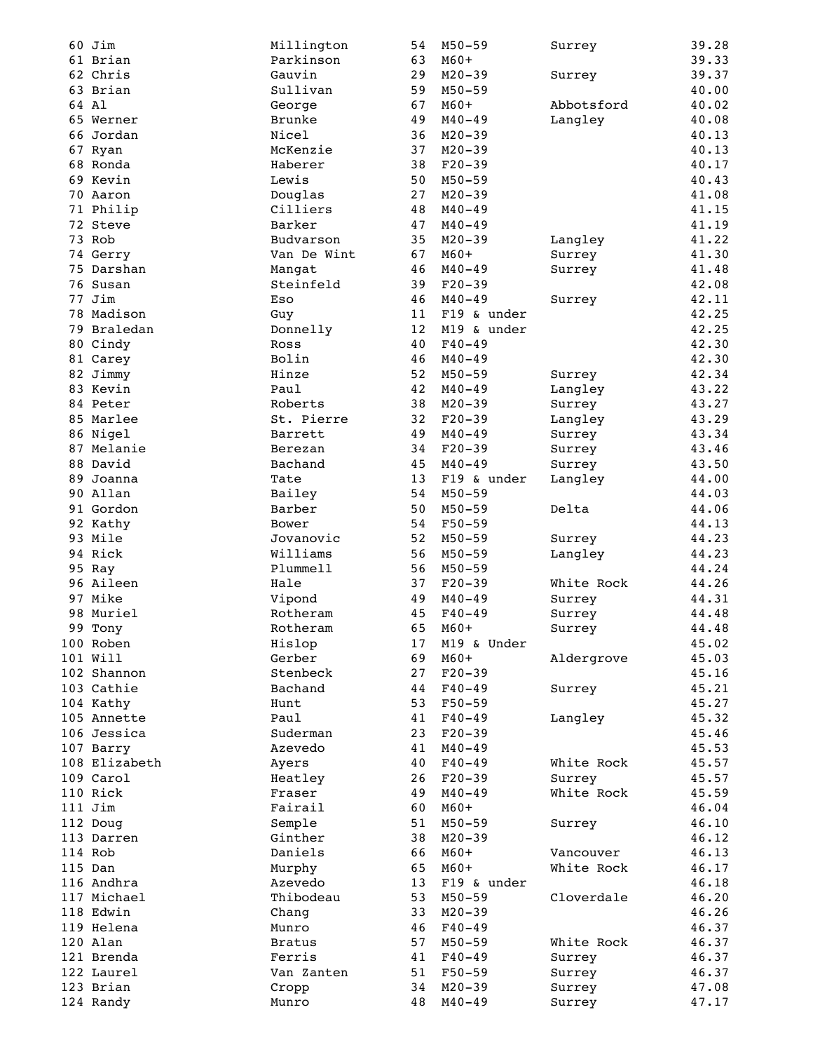| | | | | | | |
|---|---|---|---|---|---|---|
| 60 | Jim | Millington | 54 | M50-59 | Surrey | 39.28 |
| 61 | Brian | Parkinson | 63 | M60+ | | 39.33 |
| 62 | Chris | Gauvin | 29 | M20-39 | Surrey | 39.37 |
| 63 | Brian | Sullivan | 59 | M50-59 | | 40.00 |
| 64 | Al | George | 67 | M60+ | Abbotsford | 40.02 |
| 65 | Werner | Brunke | 49 | M40-49 | Langley | 40.08 |
| 66 | Jordan | Nicel | 36 | M20-39 | | 40.13 |
| 67 | Ryan | McKenzie | 37 | M20-39 | | 40.13 |
| 68 | Ronda | Haberer | 38 | F20-39 | | 40.17 |
| 69 | Kevin | Lewis | 50 | M50-59 | | 40.43 |
| 70 | Aaron | Douglas | 27 | M20-39 | | 41.08 |
| 71 | Philip | Cilliers | 48 | M40-49 | | 41.15 |
| 72 | Steve | Barker | 47 | M40-49 | | 41.19 |
| 73 | Rob | Budvarson | 35 | M20-39 | Langley | 41.22 |
| 74 | Gerry | Van De Wint | 67 | M60+ | Surrey | 41.30 |
| 75 | Darshan | Mangat | 46 | M40-49 | Surrey | 41.48 |
| 76 | Susan | Steinfeld | 39 | F20-39 | | 42.08 |
| 77 | Jim | Eso | 46 | M40-49 | Surrey | 42.11 |
| 78 | Madison | Guy | 11 | F19 & under | | 42.25 |
| 79 | Braledan | Donnelly | 12 | M19 & under | | 42.25 |
| 80 | Cindy | Ross | 40 | F40-49 | | 42.30 |
| 81 | Carey | Bolin | 46 | M40-49 | | 42.30 |
| 82 | Jimmy | Hinze | 52 | M50-59 | Surrey | 42.34 |
| 83 | Kevin | Paul | 42 | M40-49 | Langley | 43.22 |
| 84 | Peter | Roberts | 38 | M20-39 | Surrey | 43.27 |
| 85 | Marlee | St. Pierre | 32 | F20-39 | Langley | 43.29 |
| 86 | Nigel | Barrett | 49 | M40-49 | Surrey | 43.34 |
| 87 | Melanie | Berezan | 34 | F20-39 | Surrey | 43.46 |
| 88 | David | Bachand | 45 | M40-49 | Surrey | 43.50 |
| 89 | Joanna | Tate | 13 | F19 & under | Langley | 44.00 |
| 90 | Allan | Bailey | 54 | M50-59 | | 44.03 |
| 91 | Gordon | Barber | 50 | M50-59 | Delta | 44.06 |
| 92 | Kathy | Bower | 54 | F50-59 | | 44.13 |
| 93 | Mile | Jovanovic | 52 | M50-59 | Surrey | 44.23 |
| 94 | Rick | Williams | 56 | M50-59 | Langley | 44.23 |
| 95 | Ray | Plummell | 56 | M50-59 | | 44.24 |
| 96 | Aileen | Hale | 37 | F20-39 | White Rock | 44.26 |
| 97 | Mike | Vipond | 49 | M40-49 | Surrey | 44.31 |
| 98 | Muriel | Rotheram | 45 | F40-49 | Surrey | 44.48 |
| 99 | Tony | Rotheram | 65 | M60+ | Surrey | 44.48 |
| 100 | Roben | Hislop | 17 | M19 & Under | | 45.02 |
| 101 | Will | Gerber | 69 | M60+ | Aldergrove | 45.03 |
| 102 | Shannon | Stenbeck | 27 | F20-39 | | 45.16 |
| 103 | Cathie | Bachand | 44 | F40-49 | Surrey | 45.21 |
| 104 | Kathy | Hunt | 53 | F50-59 | | 45.27 |
| 105 | Annette | Paul | 41 | F40-49 | Langley | 45.32 |
| 106 | Jessica | Suderman | 23 | F20-39 | | 45.46 |
| 107 | Barry | Azevedo | 41 | M40-49 | | 45.53 |
| 108 | Elizabeth | Ayers | 40 | F40-49 | White Rock | 45.57 |
| 109 | Carol | Heatley | 26 | F20-39 | Surrey | 45.57 |
| 110 | Rick | Fraser | 49 | M40-49 | White Rock | 45.59 |
| 111 | Jim | Fairail | 60 | M60+ | | 46.04 |
| 112 | Doug | Semple | 51 | M50-59 | Surrey | 46.10 |
| 113 | Darren | Ginther | 38 | M20-39 | | 46.12 |
| 114 | Rob | Daniels | 66 | M60+ | Vancouver | 46.13 |
| 115 | Dan | Murphy | 65 | M60+ | White Rock | 46.17 |
| 116 | Andhra | Azevedo | 13 | F19 & under | | 46.18 |
| 117 | Michael | Thibodeau | 53 | M50-59 | Cloverdale | 46.20 |
| 118 | Edwin | Chang | 33 | M20-39 | | 46.26 |
| 119 | Helena | Munro | 46 | F40-49 | | 46.37 |
| 120 | Alan | Bratus | 57 | M50-59 | White Rock | 46.37 |
| 121 | Brenda | Ferris | 41 | F40-49 | Surrey | 46.37 |
| 122 | Laurel | Van Zanten | 51 | F50-59 | Surrey | 46.37 |
| 123 | Brian | Cropp | 34 | M20-39 | Surrey | 47.08 |
| 124 | Randy | Munro | 48 | M40-49 | Surrey | 47.17 |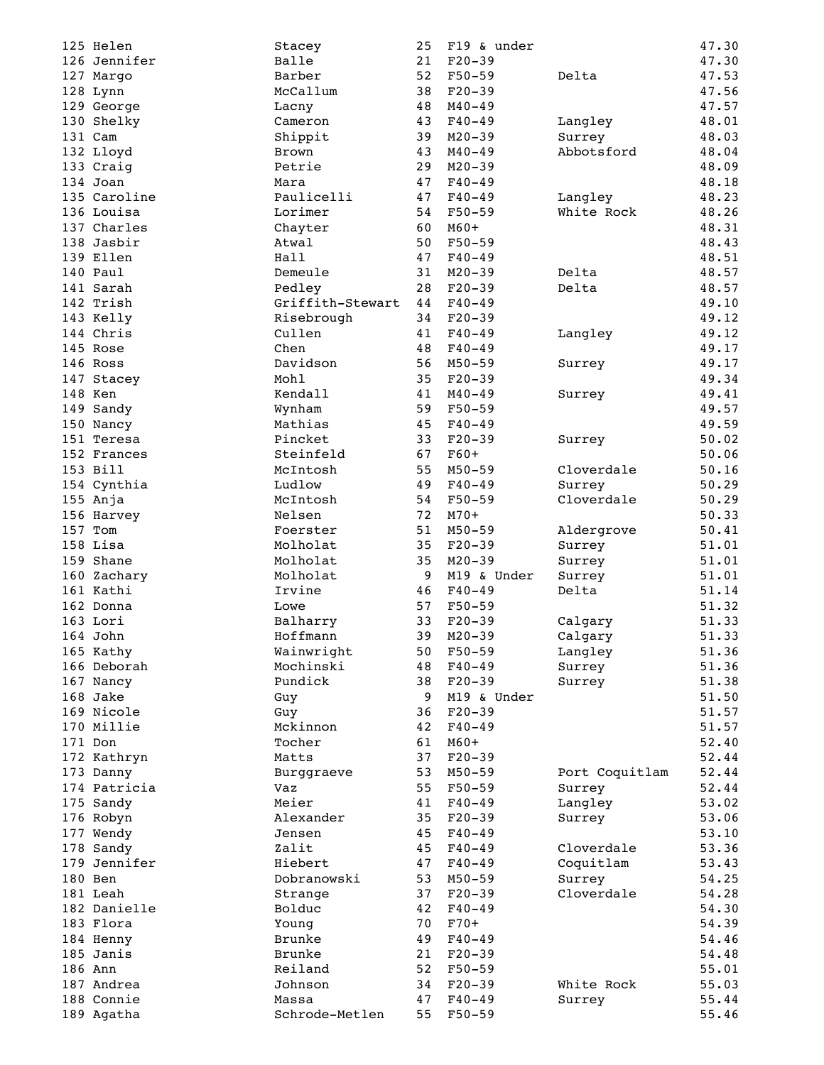| | | | | | | |
|---|---|---|---|---|---|---|
| 125 | Helen | Stacey | 25 | F19 & under | | 47.30 |
| 126 | Jennifer | Balle | 21 | F20-39 | | 47.30 |
| 127 | Margo | Barber | 52 | F50-59 | Delta | 47.53 |
| 128 | Lynn | McCallum | 38 | F20-39 | | 47.56 |
| 129 | George | Lacny | 48 | M40-49 | | 47.57 |
| 130 | Shelky | Cameron | 43 | F40-49 | Langley | 48.01 |
| 131 | Cam | Shippit | 39 | M20-39 | Surrey | 48.03 |
| 132 | Lloyd | Brown | 43 | M40-49 | Abbotsford | 48.04 |
| 133 | Craig | Petrie | 29 | M20-39 | | 48.09 |
| 134 | Joan | Mara | 47 | F40-49 | | 48.18 |
| 135 | Caroline | Paulicelli | 47 | F40-49 | Langley | 48.23 |
| 136 | Louisa | Lorimer | 54 | F50-59 | White Rock | 48.26 |
| 137 | Charles | Chayter | 60 | M60+ | | 48.31 |
| 138 | Jasbir | Atwal | 50 | F50-59 | | 48.43 |
| 139 | Ellen | Hall | 47 | F40-49 | | 48.51 |
| 140 | Paul | Demeule | 31 | M20-39 | Delta | 48.57 |
| 141 | Sarah | Pedley | 28 | F20-39 | Delta | 48.57 |
| 142 | Trish | Griffith-Stewart | 44 | F40-49 | | 49.10 |
| 143 | Kelly | Risebrough | 34 | F20-39 | | 49.12 |
| 144 | Chris | Cullen | 41 | F40-49 | Langley | 49.12 |
| 145 | Rose | Chen | 48 | F40-49 | | 49.17 |
| 146 | Ross | Davidson | 56 | M50-59 | Surrey | 49.17 |
| 147 | Stacey | Mohl | 35 | F20-39 | | 49.34 |
| 148 | Ken | Kendall | 41 | M40-49 | Surrey | 49.41 |
| 149 | Sandy | Wynham | 59 | F50-59 | | 49.57 |
| 150 | Nancy | Mathias | 45 | F40-49 | | 49.59 |
| 151 | Teresa | Pincket | 33 | F20-39 | Surrey | 50.02 |
| 152 | Frances | Steinfeld | 67 | F60+ | | 50.06 |
| 153 | Bill | McIntosh | 55 | M50-59 | Cloverdale | 50.16 |
| 154 | Cynthia | Ludlow | 49 | F40-49 | Surrey | 50.29 |
| 155 | Anja | McIntosh | 54 | F50-59 | Cloverdale | 50.29 |
| 156 | Harvey | Nelsen | 72 | M70+ | | 50.33 |
| 157 | Tom | Foerster | 51 | M50-59 | Aldergrove | 50.41 |
| 158 | Lisa | Molholat | 35 | F20-39 | Surrey | 51.01 |
| 159 | Shane | Molholat | 35 | M20-39 | Surrey | 51.01 |
| 160 | Zachary | Molholat | 9 | M19 & Under | Surrey | 51.01 |
| 161 | Kathi | Irvine | 46 | F40-49 | Delta | 51.14 |
| 162 | Donna | Lowe | 57 | F50-59 | | 51.32 |
| 163 | Lori | Balharry | 33 | F20-39 | Calgary | 51.33 |
| 164 | John | Hoffmann | 39 | M20-39 | Calgary | 51.33 |
| 165 | Kathy | Wainwright | 50 | F50-59 | Langley | 51.36 |
| 166 | Deborah | Mochinski | 48 | F40-49 | Surrey | 51.36 |
| 167 | Nancy | Pundick | 38 | F20-39 | Surrey | 51.38 |
| 168 | Jake | Guy | 9 | M19 & Under | | 51.50 |
| 169 | Nicole | Guy | 36 | F20-39 | | 51.57 |
| 170 | Millie | Mckinnon | 42 | F40-49 | | 51.57 |
| 171 | Don | Tocher | 61 | M60+ | | 52.40 |
| 172 | Kathryn | Matts | 37 | F20-39 | | 52.44 |
| 173 | Danny | Burggraeve | 53 | M50-59 | Port Coquitlam | 52.44 |
| 174 | Patricia | Vaz | 55 | F50-59 | Surrey | 52.44 |
| 175 | Sandy | Meier | 41 | F40-49 | Langley | 53.02 |
| 176 | Robyn | Alexander | 35 | F20-39 | Surrey | 53.06 |
| 177 | Wendy | Jensen | 45 | F40-49 | | 53.10 |
| 178 | Sandy | Zalit | 45 | F40-49 | Cloverdale | 53.36 |
| 179 | Jennifer | Hiebert | 47 | F40-49 | Coquitlam | 53.43 |
| 180 | Ben | Dobranowski | 53 | M50-59 | Surrey | 54.25 |
| 181 | Leah | Strange | 37 | F20-39 | Cloverdale | 54.28 |
| 182 | Danielle | Bolduc | 42 | F40-49 | | 54.30 |
| 183 | Flora | Young | 70 | F70+ | | 54.39 |
| 184 | Henny | Brunke | 49 | F40-49 | | 54.46 |
| 185 | Janis | Brunke | 21 | F20-39 | | 54.48 |
| 186 | Ann | Reiland | 52 | F50-59 | | 55.01 |
| 187 | Andrea | Johnson | 34 | F20-39 | White Rock | 55.03 |
| 188 | Connie | Massa | 47 | F40-49 | Surrey | 55.44 |
| 189 | Agatha | Schrode-Metlen | 55 | F50-59 | | 55.46 |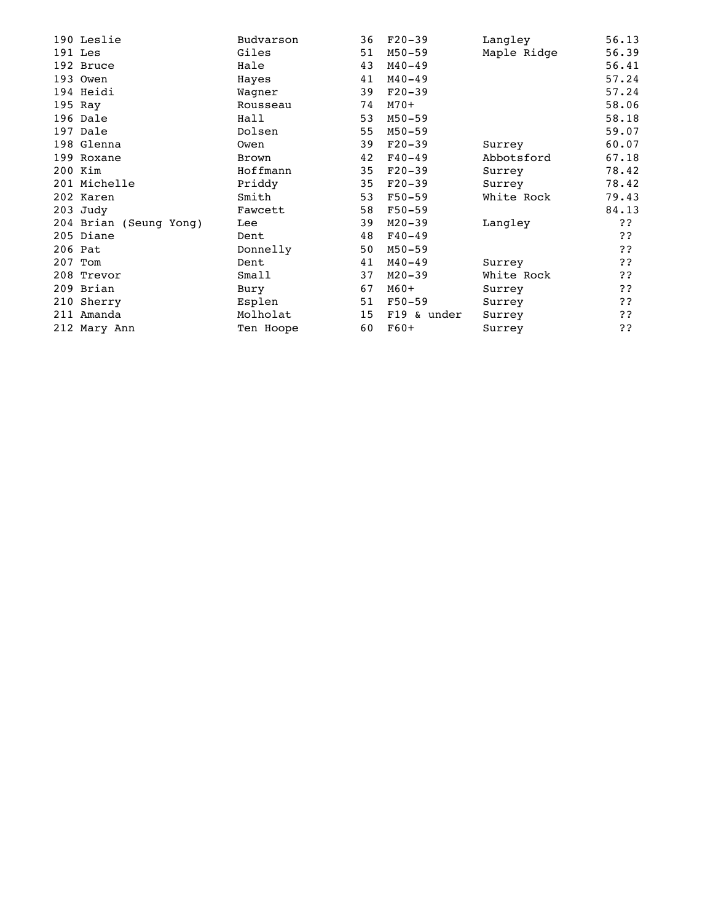| | | | | | | |
|---|---|---|---|---|---|---|
| 190 | Leslie | Budvarson | 36 | F20-39 | Langley | 56.13 |
| 191 | Les | Giles | 51 | M50-59 | Maple Ridge | 56.39 |
| 192 | Bruce | Hale | 43 | M40-49 | | 56.41 |
| 193 | Owen | Hayes | 41 | M40-49 | | 57.24 |
| 194 | Heidi | Wagner | 39 | F20-39 | | 57.24 |
| 195 | Ray | Rousseau | 74 | M70+ | | 58.06 |
| 196 | Dale | Hall | 53 | M50-59 | | 58.18 |
| 197 | Dale | Dolsen | 55 | M50-59 | | 59.07 |
| 198 | Glenna | Owen | 39 | F20-39 | Surrey | 60.07 |
| 199 | Roxane | Brown | 42 | F40-49 | Abbotsford | 67.18 |
| 200 | Kim | Hoffmann | 35 | F20-39 | Surrey | 78.42 |
| 201 | Michelle | Priddy | 35 | F20-39 | Surrey | 78.42 |
| 202 | Karen | Smith | 53 | F50-59 | White Rock | 79.43 |
| 203 | Judy | Fawcett | 58 | F50-59 | | 84.13 |
| 204 | Brian (Seung Yong) | Lee | 39 | M20-39 | Langley | ?? |
| 205 | Diane | Dent | 48 | F40-49 | | ?? |
| 206 | Pat | Donnelly | 50 | M50-59 | | ?? |
| 207 | Tom | Dent | 41 | M40-49 | Surrey | ?? |
| 208 | Trevor | Small | 37 | M20-39 | White Rock | ?? |
| 209 | Brian | Bury | 67 | M60+ | Surrey | ?? |
| 210 | Sherry | Esplen | 51 | F50-59 | Surrey | ?? |
| 211 | Amanda | Molholat | 15 | F19 & under | Surrey | ?? |
| 212 | Mary Ann | Ten Hoope | 60 | F60+ | Surrey | ?? |